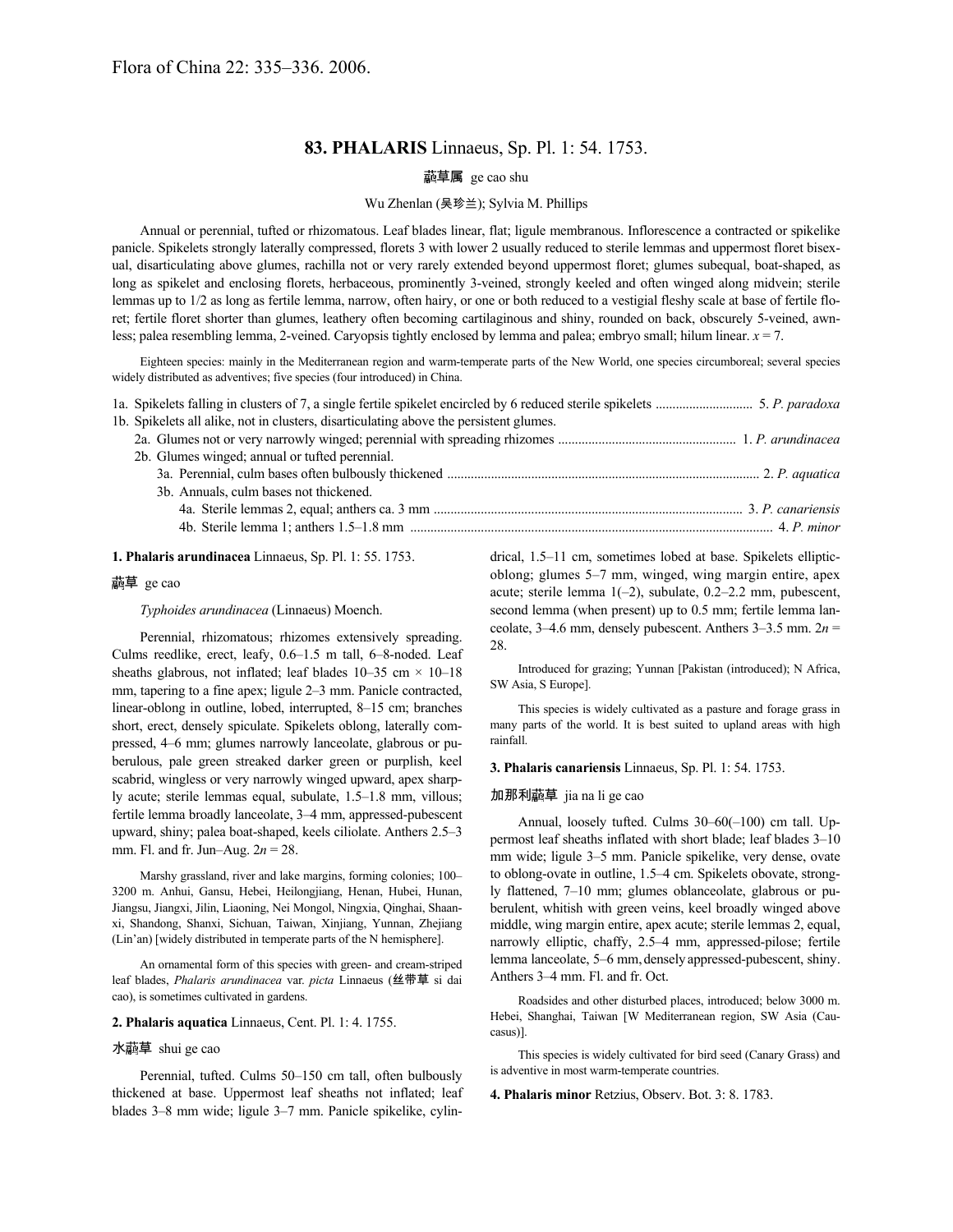Flora of China 22: 335–336. 2006.

## 83. PHALARIS Linnaeus, Sp. Pl. 1: 54. 1753.

虉草属 ge cao shu

Wu Zhenlan (吴珍兰); Sylvia M. Phillips

Annual or perennial, tufted or rhizomatous. Leaf blades linear, flat; ligule membranous. Inflorescence a contracted or spikelike panicle. Spikelets strongly laterally compressed, florets 3 with lower 2 usually reduced to sterile lemmas and uppermost floret bisexual, disarticulating above glumes, rachilla not or very rarely extended beyond uppermost floret; glumes subequal, boat-shaped, as long as spikelet and enclosing florets, herbaceous, prominently 3-veined, strongly keeled and often winged along midvein; sterile lemmas up to 1/2 as long as fertile lemma, narrow, often hairy, or one or both reduced to a vestigial fleshy scale at base of fertile floret; fertile floret shorter than glumes, leathery often becoming cartilaginous and shiny, rounded on back, obscurely 5-veined, awnless; palea resembling lemma, 2-veined. Caryopsis tightly enclosed by lemma and palea; embryo small; hilum linear. $x = 7$.

Eighteen species: mainly in the Mediterranean region and warm-temperate parts of the New World, one species circumboreal; several species widely distributed as adventives; five species (four introduced) in China.

1a. Spikelets falling in clusters of 7, a single fertile spikelet encircled by 6 reduced sterile spikelets ............................ 5. *P. paradoxa*
1b. Spikelets all alike, not in clusters, disarticulating above the persistent glumes.
 2a. Glumes not or very narrowly winged; perennial with spreading rhizomes .................................................... 1. *P. arundinacea*
 2b. Glumes winged; annual or tufted perennial.
  3a. Perennial, culm bases often bulbously thickened ........................................................................................... 2. *P. aquatica*
  3b. Annuals, culm bases not thickened.
   4a. Sterile lemmas 2, equal; anthers ca. 3 mm ........................................................................................... 3. *P. canariensis*
   4b. Sterile lemma 1; anthers 1.5–1.8 mm ........................................................................................................... 4. *P. minor*

**1. Phalaris arundinacea** Linnaeus, Sp. Pl. 1: 55. 1753.

虉草 ge cao

*Typhoides arundinacea* (Linnaeus) Moench.

Perennial, rhizomatous; rhizomes extensively spreading. Culms reedlike, erect, leafy, 0.6–1.5 m tall, 6–8-noded. Leaf sheaths glabrous, not inflated; leaf blades 10–35 cm × 10–18 mm, tapering to a fine apex; ligule 2–3 mm. Panicle contracted, linear-oblong in outline, lobed, interrupted, 8–15 cm; branches short, erect, densely spiculate. Spikelets oblong, laterally compressed, 4–6 mm; glumes narrowly lanceolate, glabrous or puberulous, pale green streaked darker green or purplish, keel scabrid, wingless or very narrowly winged upward, apex sharply acute; sterile lemmas equal, subulate, 1.5–1.8 mm, villous; fertile lemma broadly lanceolate, 3–4 mm, appressed-pubescent upward, shiny; palea boat-shaped, keels ciliolate. Anthers 2.5–3 mm. Fl. and fr. Jun–Aug. $2n = 28$.

Marshy grassland, river and lake margins, forming colonies; 100–3200 m. Anhui, Gansu, Hebei, Heilongjiang, Henan, Hubei, Hunan, Jiangsu, Jiangxi, Jilin, Liaoning, Nei Mongol, Ningxia, Qinghai, Shaanxi, Shandong, Shanxi, Sichuan, Taiwan, Xinjiang, Yunnan, Zhejiang (Lin'an) [widely distributed in temperate parts of the N hemisphere].

An ornamental form of this species with green- and cream-striped leaf blades, *Phalaris arundinacea* var. *picta* Linnaeus (丝带草 si dai cao), is sometimes cultivated in gardens.

**2. Phalaris aquatica** Linnaeus, Cent. Pl. 1: 4. 1755.

水虉草 shui ge cao

Perennial, tufted. Culms 50–150 cm tall, often bulbously thickened at base. Uppermost leaf sheaths not inflated; leaf blades 3–8 mm wide; ligule 3–7 mm. Panicle spikelike, cylindrical, 1.5–11 cm, sometimes lobed at base. Spikelets elliptic-oblong; glumes 5–7 mm, winged, wing margin entire, apex acute; sterile lemma 1(–2), subulate, 0.2–2.2 mm, pubescent, second lemma (when present) up to 0.5 mm; fertile lemma lanceolate, 3–4.6 mm, densely pubescent. Anthers 3–3.5 mm. $2n = 28$.

Introduced for grazing; Yunnan [Pakistan (introduced); N Africa, SW Asia, S Europe].

This species is widely cultivated as a pasture and forage grass in many parts of the world. It is best suited to upland areas with high rainfall.

**3. Phalaris canariensis** Linnaeus, Sp. Pl. 1: 54. 1753.

加那利虉草 jia na li ge cao

Annual, loosely tufted. Culms 30–60(–100) cm tall. Uppermost leaf sheaths inflated with short blade; leaf blades 3–10 mm wide; ligule 3–5 mm. Panicle spikelike, very dense, ovate to oblong-ovate in outline, 1.5–4 cm. Spikelets obovate, strongly flattened, 7–10 mm; glumes oblanceolate, glabrous or puberulent, whitish with green veins, keel broadly winged above middle, wing margin entire, apex acute; sterile lemmas 2, equal, narrowly elliptic, chaffy, 2.5–4 mm, appressed-pilose; fertile lemma lanceolate, 5–6 mm, densely appressed-pubescent, shiny. Anthers 3–4 mm. Fl. and fr. Oct.

Roadsides and other disturbed places, introduced; below 3000 m. Hebei, Shanghai, Taiwan [W Mediterranean region, SW Asia (Caucasus)].

This species is widely cultivated for bird seed (Canary Grass) and is adventive in most warm-temperate countries.

**4. Phalaris minor** Retzius, Observ. Bot. 3: 8. 1783.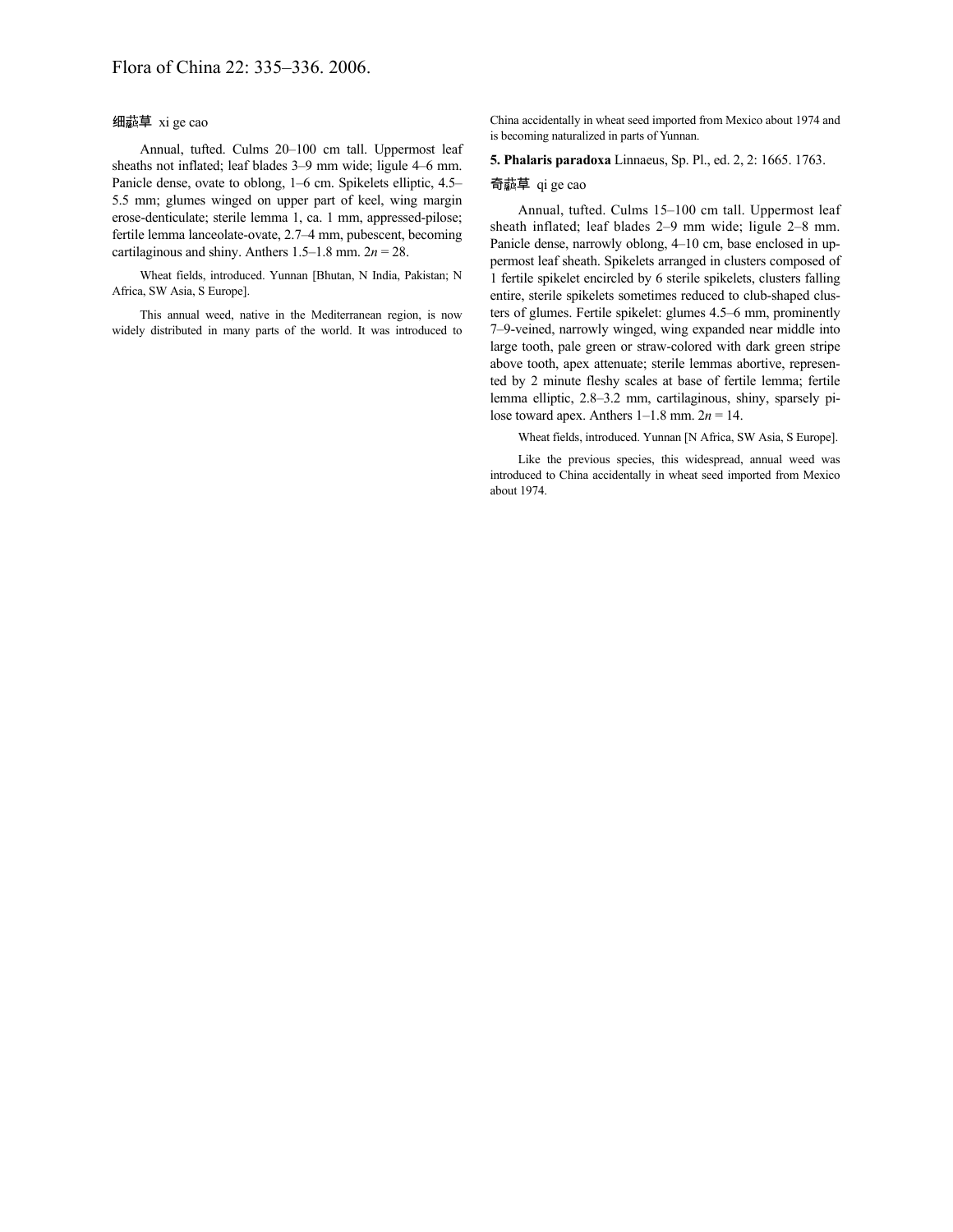细虉草 xi ge cao

Annual, tufted. Culms 20–100 cm tall. Uppermost leaf sheaths not inflated; leaf blades 3–9 mm wide; ligule 4–6 mm. Panicle dense, ovate to oblong, 1–6 cm. Spikelets elliptic, 4.5–5.5 mm; glumes winged on upper part of keel, wing margin erose-denticulate; sterile lemma 1, ca. 1 mm, appressed-pilose; fertile lemma lanceolate-ovate, 2.7–4 mm, pubescent, becoming cartilaginous and shiny. Anthers 1.5–1.8 mm. 2*n* = 28.

Wheat fields, introduced. Yunnan [Bhutan, N India, Pakistan; N Africa, SW Asia, S Europe].

This annual weed, native in the Mediterranean region, is now widely distributed in many parts of the world. It was introduced to China accidentally in wheat seed imported from Mexico about 1974 and is becoming naturalized in parts of Yunnan.

**5. Phalaris paradoxa** Linnaeus, Sp. Pl., ed. 2, 2: 1665. 1763.

奇虉草 qi ge cao

Annual, tufted. Culms 15–100 cm tall. Uppermost leaf sheath inflated; leaf blades 2–9 mm wide; ligule 2–8 mm. Panicle dense, narrowly oblong, 4–10 cm, base enclosed in uppermost leaf sheath. Spikelets arranged in clusters composed of 1 fertile spikelet encircled by 6 sterile spikelets, clusters falling entire, sterile spikelets sometimes reduced to club-shaped clusters of glumes. Fertile spikelet: glumes 4.5–6 mm, prominently 7–9-veined, narrowly winged, wing expanded near middle into large tooth, pale green or straw-colored with dark green stripe above tooth, apex attenuate; sterile lemmas abortive, represented by 2 minute fleshy scales at base of fertile lemma; fertile lemma elliptic, 2.8–3.2 mm, cartilaginous, shiny, sparsely pilose toward apex. Anthers 1–1.8 mm. 2*n* = 14.

Wheat fields, introduced. Yunnan [N Africa, SW Asia, S Europe].

Like the previous species, this widespread, annual weed was introduced to China accidentally in wheat seed imported from Mexico about 1974.